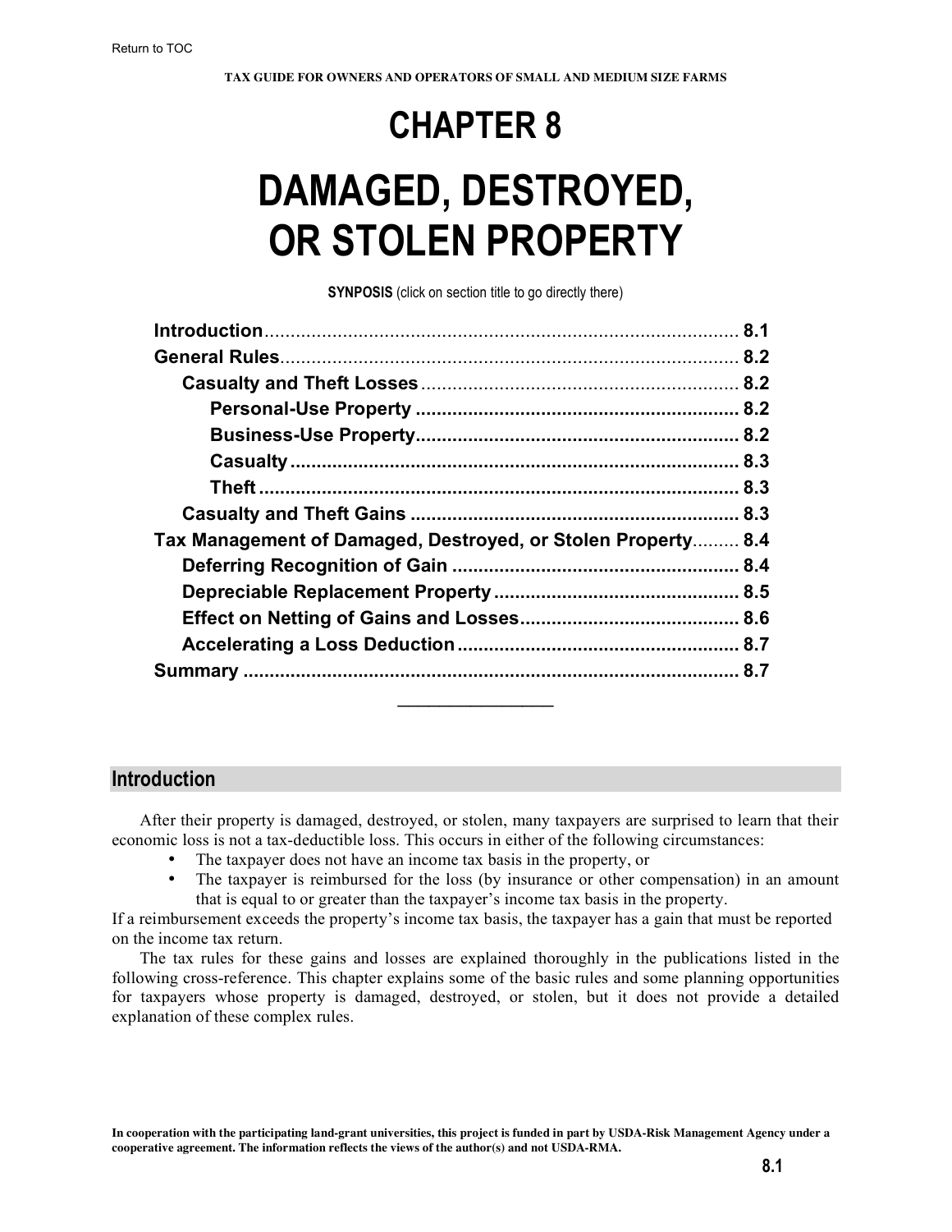# CHAPTER 8

# DAMAGED, DESTROYED, OR STOLEN PROPERTY

**SYNPOSIS** (click on section title to go directly there)

- **Introduction** ........ 8.1
- **General Rules** ........ 8.2
  - **Casualty and Theft Losses** ........ 8.2
    - **Personal-Use Property** ........ 8.2
    - **Business-Use Property** ........ 8.2
    - **Casualty** ........ 8.3
    - **Theft** ........ 8.3
  - **Casualty and Theft Gains** ........ 8.3
- **Tax Management of Damaged, Destroyed, or Stolen Property** ........ 8.4
  - **Deferring Recognition of Gain** ........ 8.4
  - **Depreciable Replacement Property** ........ 8.5
  - **Effect on Netting of Gains and Losses** ........ 8.6
  - **Accelerating a Loss Deduction** ........ 8.7
- **Summary** ........ 8.7

---

## Introduction

After their property is damaged, destroyed, or stolen, many taxpayers are surprised to learn that their economic loss is not a tax-deductible loss. This occurs in either of the following circumstances:

- The taxpayer does not have an income tax basis in the property, or
- The taxpayer is reimbursed for the loss (by insurance or other compensation) in an amount that is equal to or greater than the taxpayer's income tax basis in the property.

If a reimbursement exceeds the property's income tax basis, the taxpayer has a gain that must be reported on the income tax return.

The tax rules for these gains and losses are explained thoroughly in the publications listed in the following cross-reference. This chapter explains some of the basic rules and some planning opportunities for taxpayers whose property is damaged, destroyed, or stolen, but it does not provide a detailed explanation of these complex rules.

In cooperation with the participating land-grant universities, this project is funded in part by USDA-Risk Management Agency under a cooperative agreement. The information reflects the views of the author(s) and not USDA-RMA.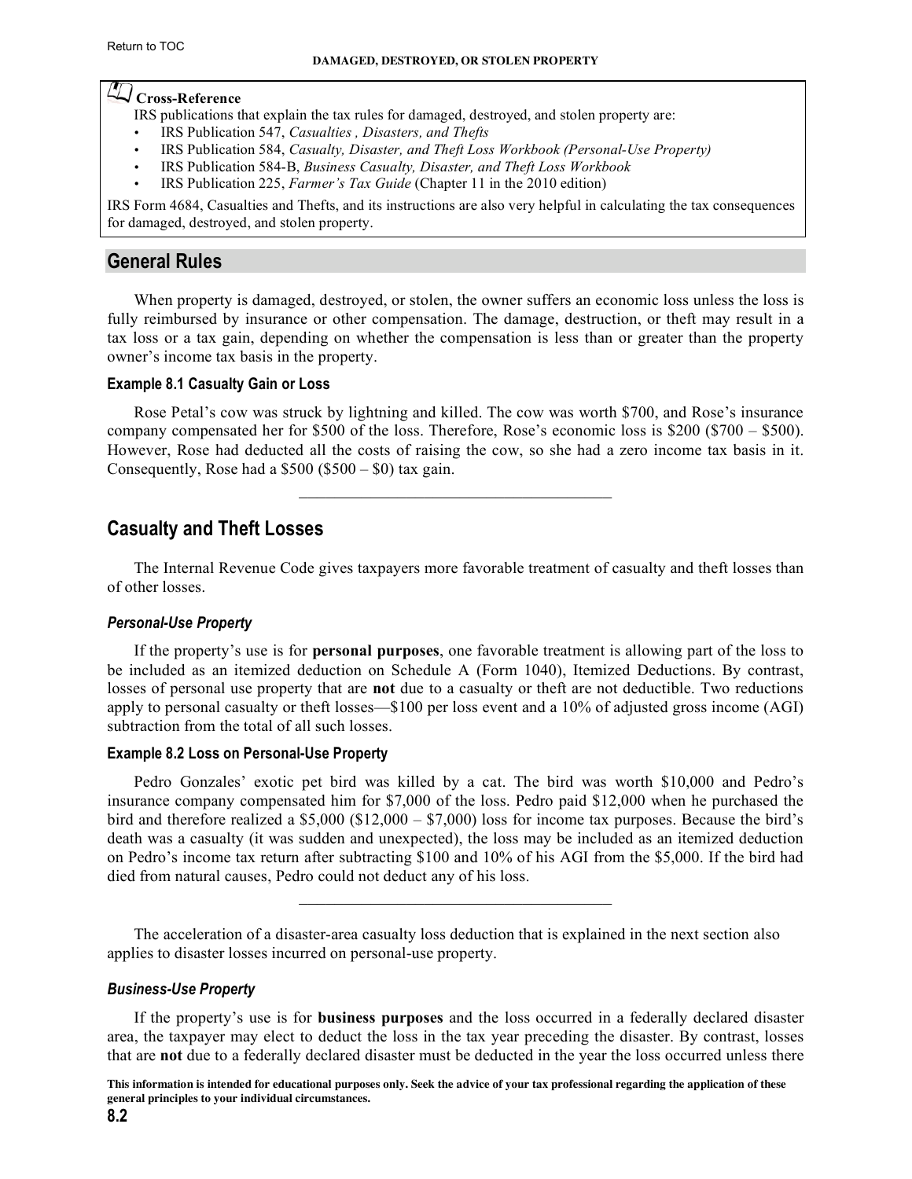**Cross-Reference**

IRS publications that explain the tax rules for damaged, destroyed, and stolen property are:

- IRS Publication 547, *Casualties , Disasters, and Thefts*
- IRS Publication 584, *Casualty, Disaster, and Theft Loss Workbook (Personal-Use Property)*
- IRS Publication 584-B, *Business Casualty, Disaster, and Theft Loss Workbook*
- IRS Publication 225, *Farmer's Tax Guide* (Chapter 11 in the 2010 edition)

IRS Form 4684, Casualties and Thefts, and its instructions are also very helpful in calculating the tax consequences for damaged, destroyed, and stolen property.

## General Rules

When property is damaged, destroyed, or stolen, the owner suffers an economic loss unless the loss is fully reimbursed by insurance or other compensation. The damage, destruction, or theft may result in a tax loss or a tax gain, depending on whether the compensation is less than or greater than the property owner's income tax basis in the property.

#### Example 8.1 Casualty Gain or Loss

Rose Petal's cow was struck by lightning and killed. The cow was worth $700, and Rose's insurance company compensated her for $500 of the loss. Therefore, Rose's economic loss is $200 ($700 – $500). However, Rose had deducted all the costs of raising the cow, so she had a zero income tax basis in it. Consequently, Rose had a $500 ($500 – $0) tax gain.

---

## Casualty and Theft Losses

The Internal Revenue Code gives taxpayers more favorable treatment of casualty and theft losses than of other losses.

### *Personal-Use Property*

If the property's use is for **personal purposes**, one favorable treatment is allowing part of the loss to be included as an itemized deduction on Schedule A (Form 1040), Itemized Deductions. By contrast, losses of personal use property that are **not** due to a casualty or theft are not deductible. Two reductions apply to personal casualty or theft losses—$100 per loss event and a 10% of adjusted gross income (AGI) subtraction from the total of all such losses.

#### Example 8.2 Loss on Personal-Use Property

Pedro Gonzales' exotic pet bird was killed by a cat. The bird was worth $10,000 and Pedro's insurance company compensated him for $7,000 of the loss. Pedro paid $12,000 when he purchased the bird and therefore realized a $5,000 ($12,000 – $7,000) loss for income tax purposes. Because the bird's death was a casualty (it was sudden and unexpected), the loss may be included as an itemized deduction on Pedro's income tax return after subtracting $100 and 10% of his AGI from the $5,000. If the bird had died from natural causes, Pedro could not deduct any of his loss.

---

The acceleration of a disaster-area casualty loss deduction that is explained in the next section also applies to disaster losses incurred on personal-use property.

### *Business-Use Property*

If the property's use is for **business purposes** and the loss occurred in a federally declared disaster area, the taxpayer may elect to deduct the loss in the tax year preceding the disaster. By contrast, losses that are **not** due to a federally declared disaster must be deducted in the year the loss occurred unless there

**This information is intended for educational purposes only. Seek the advice of your tax professional regarding the application of these general principles to your individual circumstances.**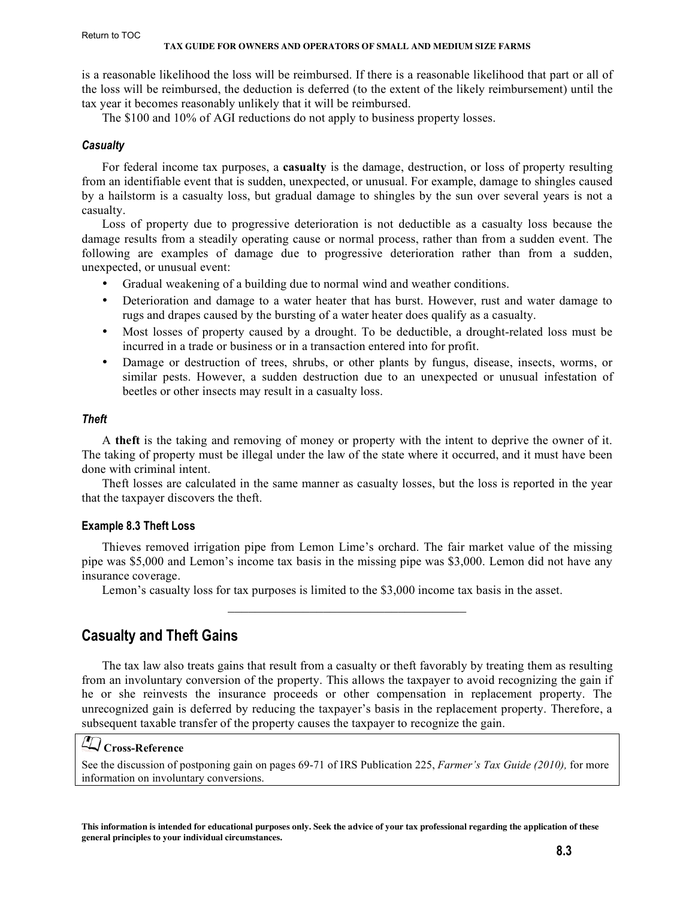is a reasonable likelihood the loss will be reimbursed. If there is a reasonable likelihood that part or all of the loss will be reimbursed, the deduction is deferred (to the extent of the likely reimbursement) until the tax year it becomes reasonably unlikely that it will be reimbursed.

The $100 and 10% of AGI reductions do not apply to business property losses.

#### *Casualty*

For federal income tax purposes, a **casualty** is the damage, destruction, or loss of property resulting from an identifiable event that is sudden, unexpected, or unusual. For example, damage to shingles caused by a hailstorm is a casualty loss, but gradual damage to shingles by the sun over several years is not a casualty.

Loss of property due to progressive deterioration is not deductible as a casualty loss because the damage results from a steadily operating cause or normal process, rather than from a sudden event. The following are examples of damage due to progressive deterioration rather than from a sudden, unexpected, or unusual event:

- Gradual weakening of a building due to normal wind and weather conditions.
- Deterioration and damage to a water heater that has burst. However, rust and water damage to rugs and drapes caused by the bursting of a water heater does qualify as a casualty.
- Most losses of property caused by a drought. To be deductible, a drought-related loss must be incurred in a trade or business or in a transaction entered into for profit.
- Damage or destruction of trees, shrubs, or other plants by fungus, disease, insects, worms, or similar pests. However, a sudden destruction due to an unexpected or unusual infestation of beetles or other insects may result in a casualty loss.

#### *Theft*

A **theft** is the taking and removing of money or property with the intent to deprive the owner of it. The taking of property must be illegal under the law of the state where it occurred, and it must have been done with criminal intent.

Theft losses are calculated in the same manner as casualty losses, but the loss is reported in the year that the taxpayer discovers the theft.

#### Example 8.3 Theft Loss

Thieves removed irrigation pipe from Lemon Lime's orchard. The fair market value of the missing pipe was $5,000 and Lemon's income tax basis in the missing pipe was $3,000. Lemon did not have any insurance coverage.

Lemon's casualty loss for tax purposes is limited to the $3,000 income tax basis in the asset.

---

## Casualty and Theft Gains

The tax law also treats gains that result from a casualty or theft favorably by treating them as resulting from an involuntary conversion of the property. This allows the taxpayer to avoid recognizing the gain if he or she reinvests the insurance proceeds or other compensation in replacement property. The unrecognized gain is deferred by reducing the taxpayer's basis in the replacement property. Therefore, a subsequent taxable transfer of the property causes the taxpayer to recognize the gain.

> **Cross-Reference**
>
> See the discussion of postponing gain on pages 69-71 of IRS Publication 225, *Farmer's Tax Guide (2010),* for more information on involuntary conversions.

This information is intended for educational purposes only. Seek the advice of your tax professional regarding the application of these general principles to your individual circumstances.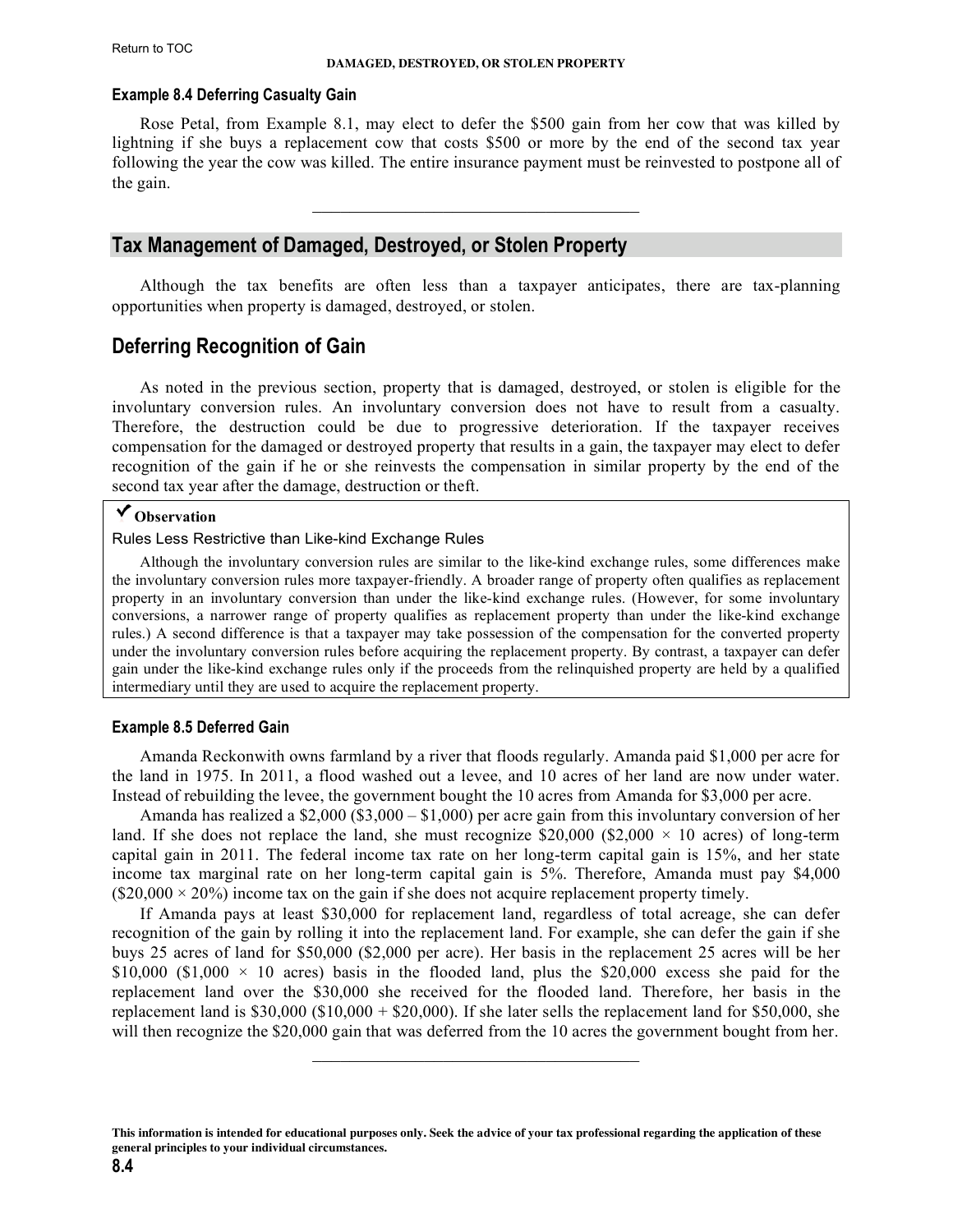#### Example 8.4 Deferring Casualty Gain

Rose Petal, from Example 8.1, may elect to defer the $500 gain from her cow that was killed by lightning if she buys a replacement cow that costs $500 or more by the end of the second tax year following the year the cow was killed. The entire insurance payment must be reinvested to postpone all of the gain.

---

## Tax Management of Damaged, Destroyed, or Stolen Property

Although the tax benefits are often less than a taxpayer anticipates, there are tax-planning opportunities when property is damaged, destroyed, or stolen.

## Deferring Recognition of Gain

As noted in the previous section, property that is damaged, destroyed, or stolen is eligible for the involuntary conversion rules. An involuntary conversion does not have to result from a casualty. Therefore, the destruction could be due to progressive deterioration. If the taxpayer receives compensation for the damaged or destroyed property that results in a gain, the taxpayer may elect to defer recognition of the gain if he or she reinvests the compensation in similar property by the end of the second tax year after the damage, destruction or theft.

> ✔ **Observation**
>
> Rules Less Restrictive than Like-kind Exchange Rules
>
> Although the involuntary conversion rules are similar to the like-kind exchange rules, some differences make the involuntary conversion rules more taxpayer-friendly. A broader range of property often qualifies as replacement property in an involuntary conversion than under the like-kind exchange rules. (However, for some involuntary conversions, a narrower range of property qualifies as replacement property than under the like-kind exchange rules.) A second difference is that a taxpayer may take possession of the compensation for the converted property under the involuntary conversion rules before acquiring the replacement property. By contrast, a taxpayer can defer gain under the like-kind exchange rules only if the proceeds from the relinquished property are held by a qualified intermediary until they are used to acquire the replacement property.

#### Example 8.5 Deferred Gain

Amanda Reckonwith owns farmland by a river that floods regularly. Amanda paid $1,000 per acre for the land in 1975. In 2011, a flood washed out a levee, and 10 acres of her land are now under water. Instead of rebuilding the levee, the government bought the 10 acres from Amanda for $3,000 per acre.

Amanda has realized a $2,000 ($3,000 – $1,000) per acre gain from this involuntary conversion of her land. If she does not replace the land, she must recognize $20,000 ($2,000 × 10 acres) of long-term capital gain in 2011. The federal income tax rate on her long-term capital gain is 15%, and her state income tax marginal rate on her long-term capital gain is 5%. Therefore, Amanda must pay $4,000 ($20,000 × 20%) income tax on the gain if she does not acquire replacement property timely.

If Amanda pays at least $30,000 for replacement land, regardless of total acreage, she can defer recognition of the gain by rolling it into the replacement land. For example, she can defer the gain if she buys 25 acres of land for $50,000 ($2,000 per acre). Her basis in the replacement 25 acres will be her $10,000 ($1,000 × 10 acres) basis in the flooded land, plus the $20,000 excess she paid for the replacement land over the $30,000 she received for the flooded land. Therefore, her basis in the replacement land is $30,000 ($10,000 + $20,000). If she later sells the replacement land for $50,000, she will then recognize the $20,000 gain that was deferred from the 10 acres the government bought from her.

---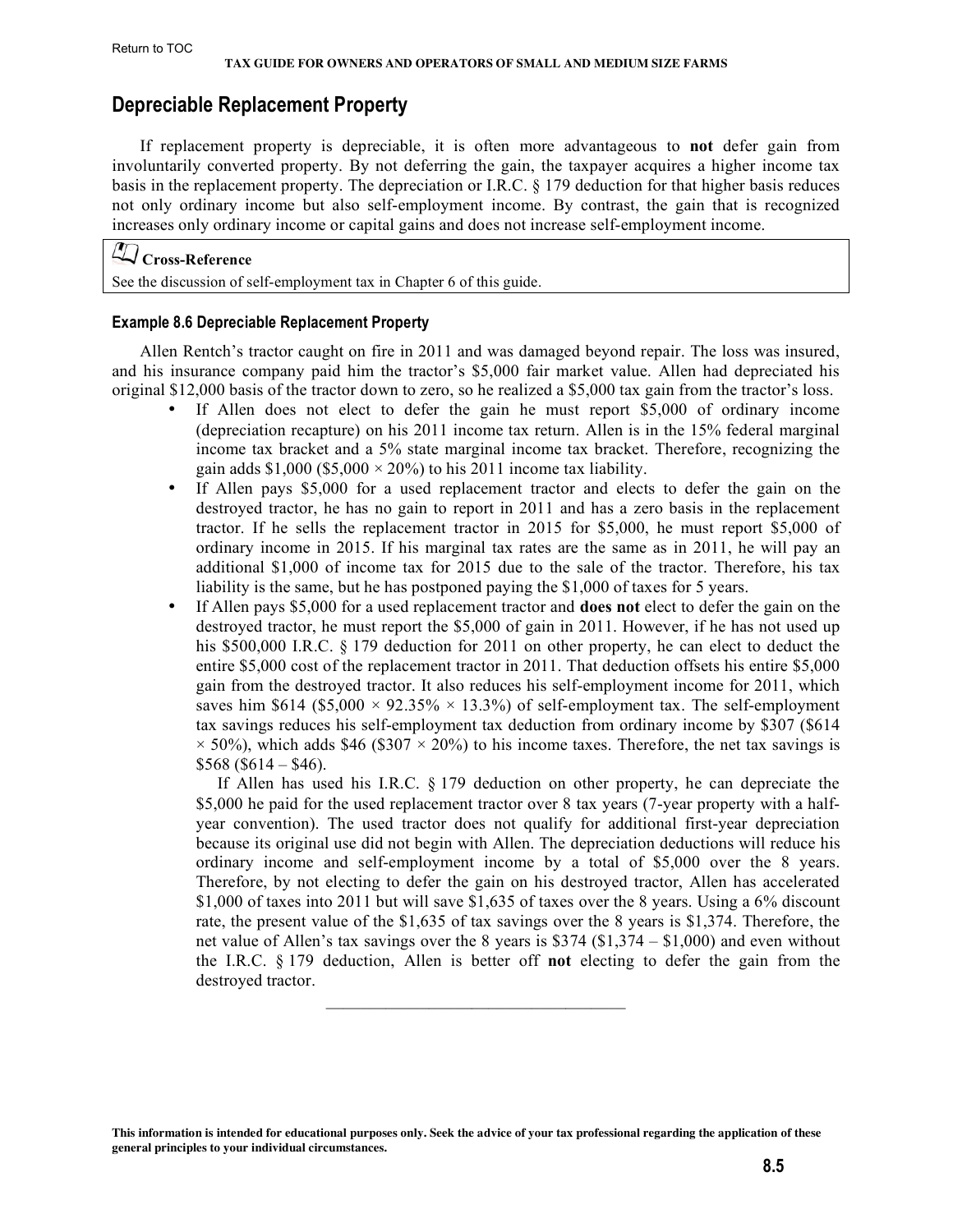## Depreciable Replacement Property

If replacement property is depreciable, it is often more advantageous to **not** defer gain from involuntarily converted property. By not deferring the gain, the taxpayer acquires a higher income tax basis in the replacement property. The depreciation or I.R.C. § 179 deduction for that higher basis reduces not only ordinary income but also self-employment income. By contrast, the gain that is recognized increases only ordinary income or capital gains and does not increase self-employment income.

> **Cross-Reference**
> See the discussion of self-employment tax in Chapter 6 of this guide.

#### Example 8.6 Depreciable Replacement Property

Allen Rentch's tractor caught on fire in 2011 and was damaged beyond repair. The loss was insured, and his insurance company paid him the tractor's $5,000 fair market value. Allen had depreciated his original $12,000 basis of the tractor down to zero, so he realized a $5,000 tax gain from the tractor's loss.

- If Allen does not elect to defer the gain he must report $5,000 of ordinary income (depreciation recapture) on his 2011 income tax return. Allen is in the 15% federal marginal income tax bracket and a 5% state marginal income tax bracket. Therefore, recognizing the gain adds $1,000 ($5,000 × 20%) to his 2011 income tax liability.
- If Allen pays $5,000 for a used replacement tractor and elects to defer the gain on the destroyed tractor, he has no gain to report in 2011 and has a zero basis in the replacement tractor. If he sells the replacement tractor in 2015 for $5,000, he must report $5,000 of ordinary income in 2015. If his marginal tax rates are the same as in 2011, he will pay an additional $1,000 of income tax for 2015 due to the sale of the tractor. Therefore, his tax liability is the same, but he has postponed paying the $1,000 of taxes for 5 years.
- If Allen pays $5,000 for a used replacement tractor and **does not** elect to defer the gain on the destroyed tractor, he must report the $5,000 of gain in 2011. However, if he has not used up his $500,000 I.R.C. § 179 deduction for 2011 on other property, he can elect to deduct the entire $5,000 cost of the replacement tractor in 2011. That deduction offsets his entire $5,000 gain from the destroyed tractor. It also reduces his self-employment income for 2011, which saves him $614 ($5,000 × 92.35% × 13.3%) of self-employment tax. The self-employment tax savings reduces his self-employment tax deduction from ordinary income by $307 ($614 × 50%), which adds $46 ($307 × 20%) to his income taxes. Therefore, the net tax savings is $568 ($614 – $46).

  If Allen has used his I.R.C. § 179 deduction on other property, he can depreciate the $5,000 he paid for the used replacement tractor over 8 tax years (7-year property with a half-year convention). The used tractor does not qualify for additional first-year depreciation because its original use did not begin with Allen. The depreciation deductions will reduce his ordinary income and self-employment income by a total of $5,000 over the 8 years. Therefore, by not electing to defer the gain on his destroyed tractor, Allen has accelerated $1,000 of taxes into 2011 but will save $1,635 of taxes over the 8 years. Using a 6% discount rate, the present value of the $1,635 of tax savings over the 8 years is $1,374. Therefore, the net value of Allen's tax savings over the 8 years is $374 ($1,374 – $1,000) and even without the I.R.C. § 179 deduction, Allen is better off **not** electing to defer the gain from the destroyed tractor.

---

**This information is intended for educational purposes only. Seek the advice of your tax professional regarding the application of these general principles to your individual circumstances.**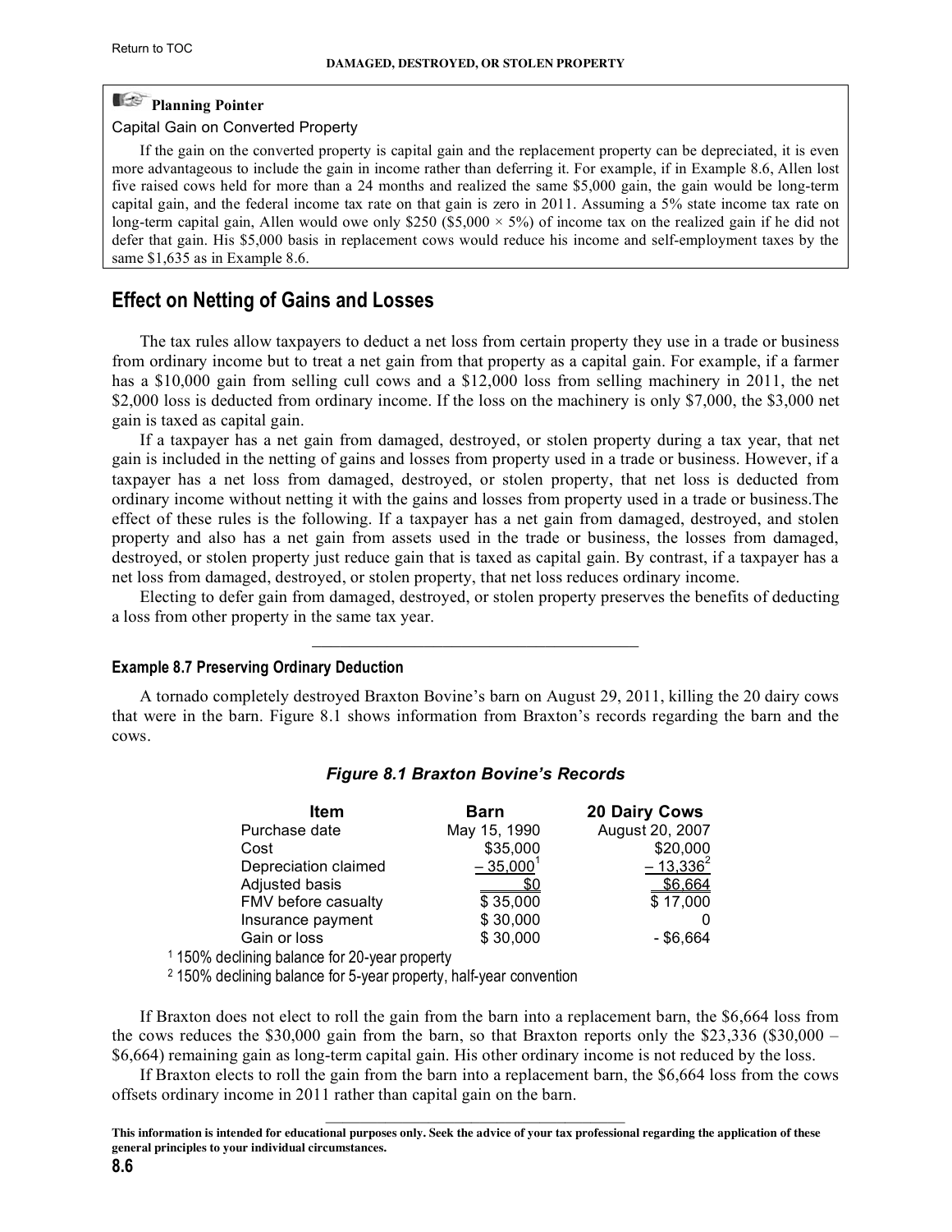**Planning Pointer**

Capital Gain on Converted Property

If the gain on the converted property is capital gain and the replacement property can be depreciated, it is even more advantageous to include the gain in income rather than deferring it. For example, if in Example 8.6, Allen lost five raised cows held for more than a 24 months and realized the same $5,000 gain, the gain would be long-term capital gain, and the federal income tax rate on that gain is zero in 2011. Assuming a 5% state income tax rate on long-term capital gain, Allen would owe only $250 ($5,000 × 5%) of income tax on the realized gain if he did not defer that gain. His $5,000 basis in replacement cows would reduce his income and self-employment taxes by the same $1,635 as in Example 8.6.

## Effect on Netting of Gains and Losses

The tax rules allow taxpayers to deduct a net loss from certain property they use in a trade or business from ordinary income but to treat a net gain from that property as a capital gain. For example, if a farmer has a $10,000 gain from selling cull cows and a $12,000 loss from selling machinery in 2011, the net $2,000 loss is deducted from ordinary income. If the loss on the machinery is only $7,000, the $3,000 net gain is taxed as capital gain.

If a taxpayer has a net gain from damaged, destroyed, or stolen property during a tax year, that net gain is included in the netting of gains and losses from property used in a trade or business. However, if a taxpayer has a net loss from damaged, destroyed, or stolen property, that net loss is deducted from ordinary income without netting it with the gains and losses from property used in a trade or business.The effect of these rules is the following. If a taxpayer has a net gain from damaged, destroyed, and stolen property and also has a net gain from assets used in the trade or business, the losses from damaged, destroyed, or stolen property just reduce gain that is taxed as capital gain. By contrast, if a taxpayer has a net loss from damaged, destroyed, or stolen property, that net loss reduces ordinary income.

Electing to defer gain from damaged, destroyed, or stolen property preserves the benefits of deducting a loss from other property in the same tax year.

---

#### Example 8.7 Preserving Ordinary Deduction

A tornado completely destroyed Braxton Bovine's barn on August 29, 2011, killing the 20 dairy cows that were in the barn. Figure 8.1 shows information from Braxton's records regarding the barn and the cows.

***Figure 8.1 Braxton Bovine's Records***

| Item | Barn | 20 Dairy Cows |
|---|---|---|
| Purchase date | May 15, 1990 | August 20, 2007 |
| Cost | $35,000 | $20,000 |
| Depreciation claimed | – 35,000[1] | – 13,336[2] |
| Adjusted basis | $0 | $6,664 |
| FMV before casualty | $ 35,000 | $ 17,000 |
| Insurance payment | $ 30,000 | 0 |
| Gain or loss | $ 30,000 | - $6,664 |

[1] 150% declining balance for 20-year property

[2] 150% declining balance for 5-year property, half-year convention

If Braxton does not elect to roll the gain from the barn into a replacement barn, the $6,664 loss from the cows reduces the $30,000 gain from the barn, so that Braxton reports only the $23,336 ($30,000 – $6,664) remaining gain as long-term capital gain. His other ordinary income is not reduced by the loss.

If Braxton elects to roll the gain from the barn into a replacement barn, the $6,664 loss from the cows offsets ordinary income in 2011 rather than capital gain on the barn.

---

**This information is intended for educational purposes only. Seek the advice of your tax professional regarding the application of these general principles to your individual circumstances.**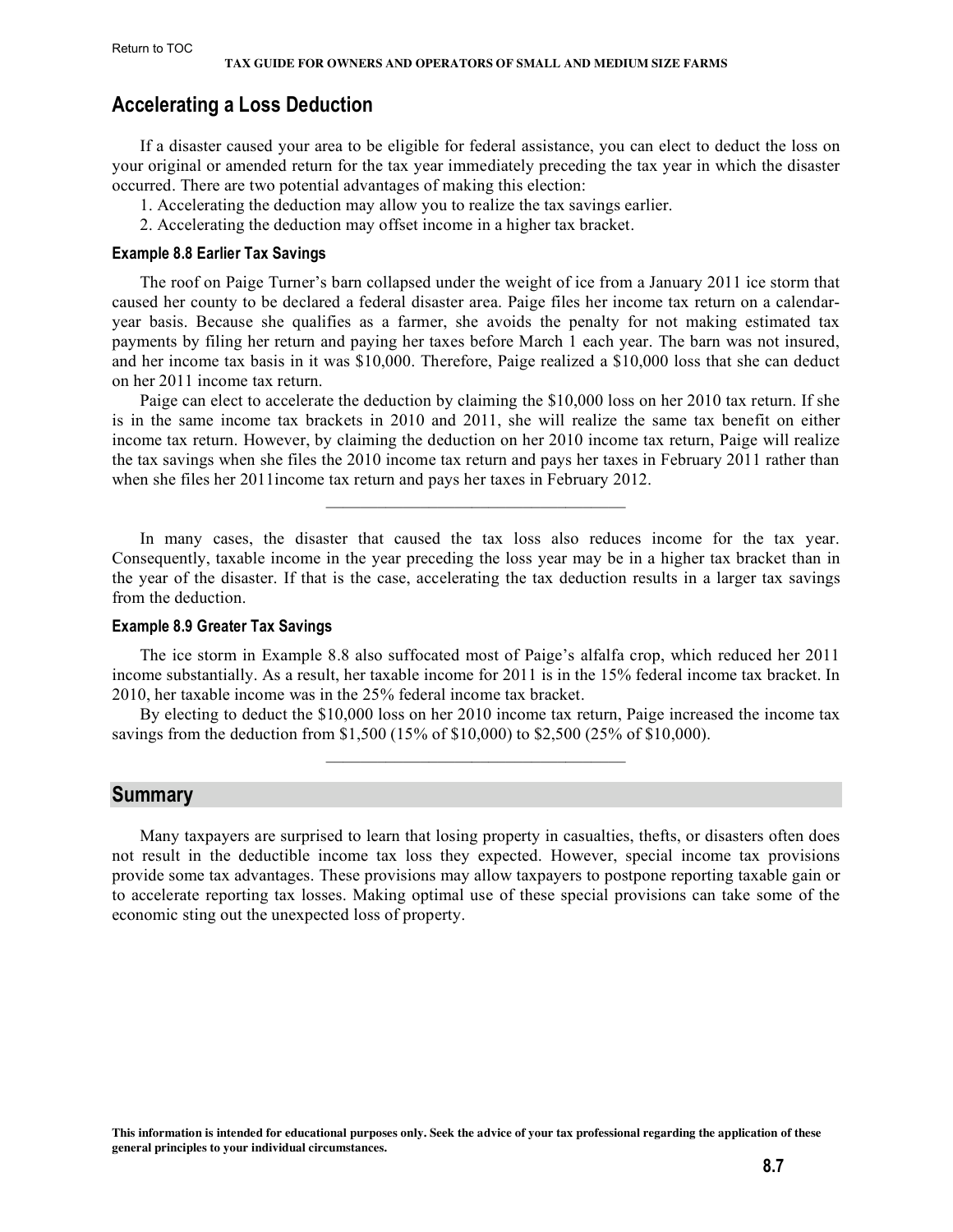## Accelerating a Loss Deduction

If a disaster caused your area to be eligible for federal assistance, you can elect to deduct the loss on your original or amended return for the tax year immediately preceding the tax year in which the disaster occurred. There are two potential advantages of making this election:

1. Accelerating the deduction may allow you to realize the tax savings earlier.
2. Accelerating the deduction may offset income in a higher tax bracket.

#### Example 8.8 Earlier Tax Savings

The roof on Paige Turner's barn collapsed under the weight of ice from a January 2011 ice storm that caused her county to be declared a federal disaster area. Paige files her income tax return on a calendar-year basis. Because she qualifies as a farmer, she avoids the penalty for not making estimated tax payments by filing her return and paying her taxes before March 1 each year. The barn was not insured, and her income tax basis in it was $10,000. Therefore, Paige realized a $10,000 loss that she can deduct on her 2011 income tax return.

Paige can elect to accelerate the deduction by claiming the $10,000 loss on her 2010 tax return. If she is in the same income tax brackets in 2010 and 2011, she will realize the same tax benefit on either income tax return. However, by claiming the deduction on her 2010 income tax return, Paige will realize the tax savings when she files the 2010 income tax return and pays her taxes in February 2011 rather than when she files her 2011income tax return and pays her taxes in February 2012.

---

In many cases, the disaster that caused the tax loss also reduces income for the tax year. Consequently, taxable income in the year preceding the loss year may be in a higher tax bracket than in the year of the disaster. If that is the case, accelerating the tax deduction results in a larger tax savings from the deduction.

#### Example 8.9 Greater Tax Savings

The ice storm in Example 8.8 also suffocated most of Paige's alfalfa crop, which reduced her 2011 income substantially. As a result, her taxable income for 2011 is in the 15% federal income tax bracket. In 2010, her taxable income was in the 25% federal income tax bracket.

By electing to deduct the $10,000 loss on her 2010 income tax return, Paige increased the income tax savings from the deduction from $1,500 (15% of $10,000) to $2,500 (25% of $10,000).

---

## Summary

Many taxpayers are surprised to learn that losing property in casualties, thefts, or disasters often does not result in the deductible income tax loss they expected. However, special income tax provisions provide some tax advantages. These provisions may allow taxpayers to postpone reporting taxable gain or to accelerate reporting tax losses. Making optimal use of these special provisions can take some of the economic sting out the unexpected loss of property.

**This information is intended for educational purposes only. Seek the advice of your tax professional regarding the application of these general principles to your individual circumstances.**